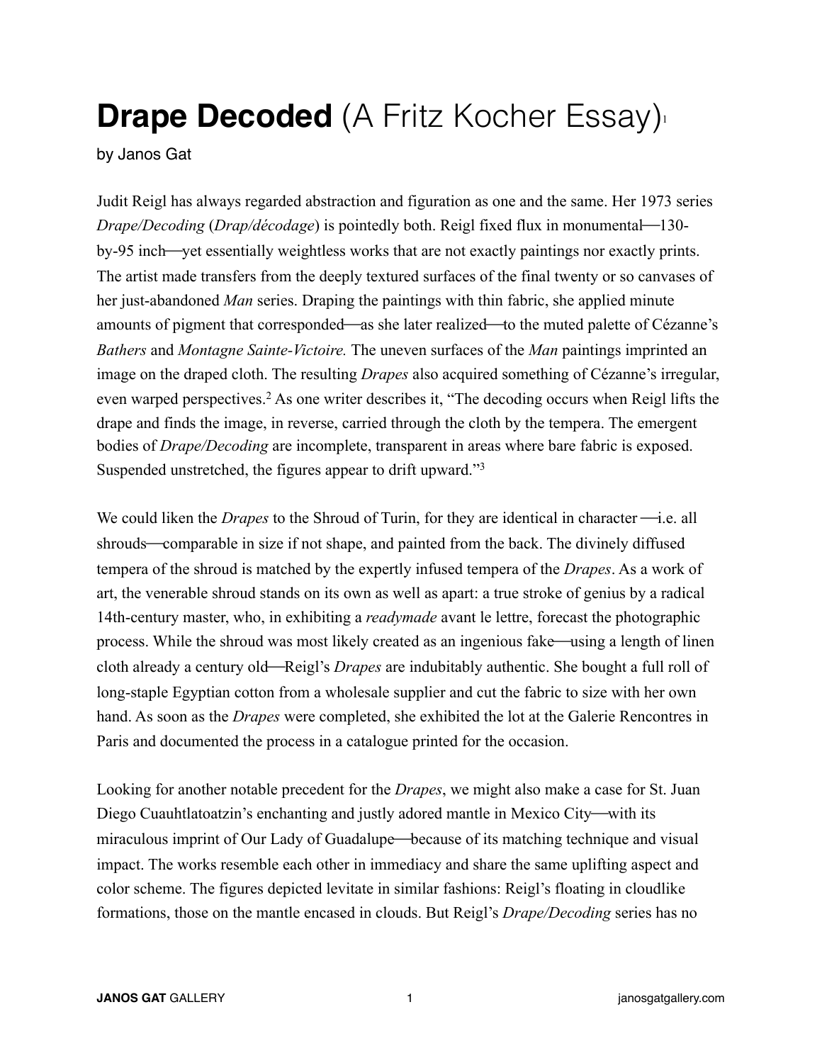# **Drape Decoded** (A Fritz Kocher Essay)[1]

by Janos Gat

Judit Reigl has always regarded abstraction and figuration as one and the same. Her 1973 series *Drape/Decoding* (*Drap/décodage*) is pointedly both. Reigl fixed flux in monumental—130-by-95 inch—yet essentially weightless works that are not exactly paintings nor exactly prints. The artist made transfers from the deeply textured surfaces of the final twenty or so canvases of her just-abandoned *Man* series. Draping the paintings with thin fabric, she applied minute amounts of pigment that corresponded—as she later realized—to the muted palette of Cézanne's *Bathers* and *Montagne Sainte-Victoire.* The uneven surfaces of the *Man* paintings imprinted an image on the draped cloth. The resulting *Drapes* also acquired something of Cézanne's irregular, even warped perspectives.[2] As one writer describes it, "The decoding occurs when Reigl lifts the drape and finds the image, in reverse, carried through the cloth by the tempera. The emergent bodies of *Drape/Decoding* are incomplete, transparent in areas where bare fabric is exposed. Suspended unstretched, the figures appear to drift upward."[3]

We could liken the *Drapes* to the Shroud of Turin, for they are identical in character —i.e. all shrouds—comparable in size if not shape, and painted from the back. The divinely diffused tempera of the shroud is matched by the expertly infused tempera of the *Drapes*. As a work of art, the venerable shroud stands on its own as well as apart: a true stroke of genius by a radical 14th-century master, who, in exhibiting a *readymade* avant le lettre, forecast the photographic process. While the shroud was most likely created as an ingenious fake—using a length of linen cloth already a century old—Reigl's *Drapes* are indubitably authentic. She bought a full roll of long-staple Egyptian cotton from a wholesale supplier and cut the fabric to size with her own hand. As soon as the *Drapes* were completed, she exhibited the lot at the Galerie Rencontres in Paris and documented the process in a catalogue printed for the occasion.

Looking for another notable precedent for the *Drapes*, we might also make a case for St. Juan Diego Cuauhtlatoatzin's enchanting and justly adored mantle in Mexico City—with its miraculous imprint of Our Lady of Guadalupe—because of its matching technique and visual impact. The works resemble each other in immediacy and share the same uplifting aspect and color scheme. The figures depicted levitate in similar fashions: Reigl's floating in cloudlike formations, those on the mantle encased in clouds. But Reigl's *Drape/Decoding* series has no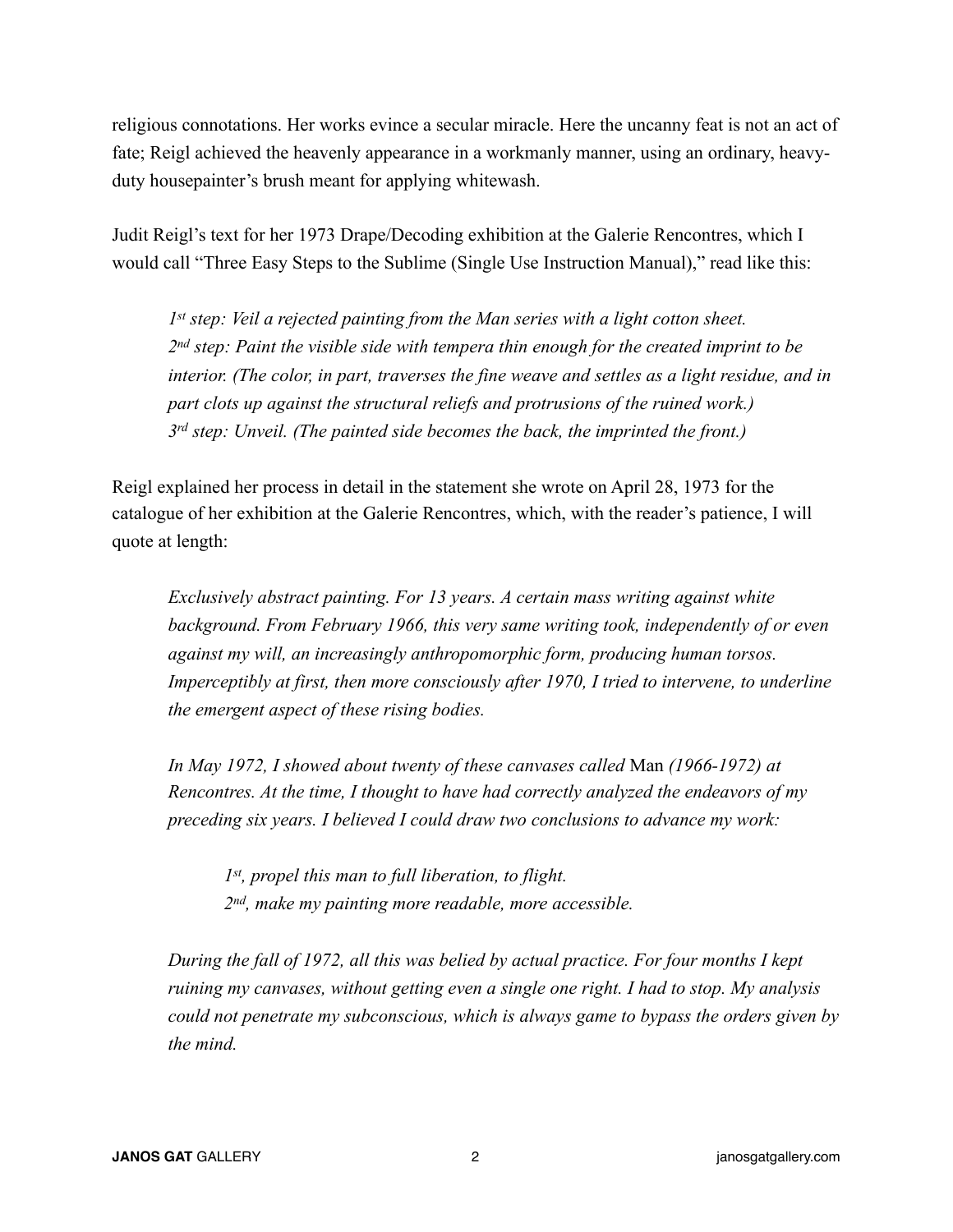religious connotations. Her works evince a secular miracle. Here the uncanny feat is not an act of fate; Reigl achieved the heavenly appearance in a workmanly manner, using an ordinary, heavy-duty housepainter's brush meant for applying whitewash.

Judit Reigl's text for her 1973 Drape/Decoding exhibition at the Galerie Rencontres, which I would call "Three Easy Steps to the Sublime (Single Use Instruction Manual)," read like this:

> *1st step: Veil a rejected painting from the Man series with a light cotton sheet.*
> *2nd step: Paint the visible side with tempera thin enough for the created imprint to be interior. (The color, in part, traverses the fine weave and settles as a light residue, and in part clots up against the structural reliefs and protrusions of the ruined work.)*
> *3rd step: Unveil. (The painted side becomes the back, the imprinted the front.)*

Reigl explained her process in detail in the statement she wrote on April 28, 1973 for the catalogue of her exhibition at the Galerie Rencontres, which, with the reader's patience, I will quote at length:

> *Exclusively abstract painting. For 13 years. A certain mass writing against white background. From February 1966, this very same writing took, independently of or even against my will, an increasingly anthropomorphic form, producing human torsos. Imperceptibly at first, then more consciously after 1970, I tried to intervene, to underline the emergent aspect of these rising bodies.*
>
> *In May 1972, I showed about twenty of these canvases called* Man *(1966-1972) at Rencontres. At the time, I thought to have had correctly analyzed the endeavors of my preceding six years. I believed I could draw two conclusions to advance my work:*
>
> > *1st, propel this man to full liberation, to flight.*
> > *2nd, make my painting more readable, more accessible.*
>
> *During the fall of 1972, all this was belied by actual practice. For four months I kept ruining my canvases, without getting even a single one right. I had to stop. My analysis could not penetrate my subconscious, which is always game to bypass the orders given by the mind.*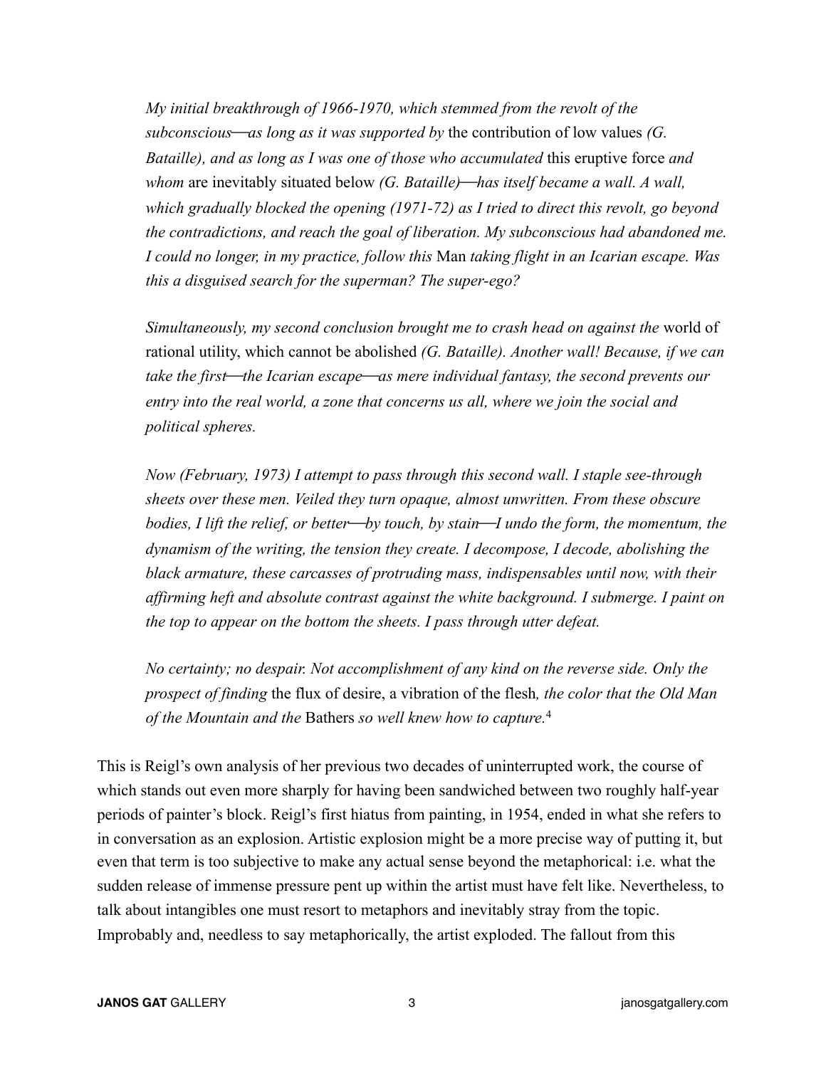*My initial breakthrough of 1966-1970, which stemmed from the revolt of the subconscious—as long as it was supported by* the contribution of low values *(G. Bataille), and as long as I was one of those who accumulated* this eruptive force *and whom* are inevitably situated below *(G. Bataille)—has itself became a wall. A wall, which gradually blocked the opening (1971-72) as I tried to direct this revolt, go beyond the contradictions, and reach the goal of liberation. My subconscious had abandoned me. I could no longer, in my practice, follow this* Man *taking flight in an Icarian escape. Was this a disguised search for the superman? The super-ego?*

*Simultaneously, my second conclusion brought me to crash head on against the* world of rational utility, which cannot be abolished *(G. Bataille). Another wall! Because, if we can take the first—the Icarian escape—as mere individual fantasy, the second prevents our entry into the real world, a zone that concerns us all, where we join the social and political spheres.*

*Now (February, 1973) I attempt to pass through this second wall. I staple see-through sheets over these men. Veiled they turn opaque, almost unwritten. From these obscure bodies, I lift the relief, or better—by touch, by stain—I undo the form, the momentum, the dynamism of the writing, the tension they create. I decompose, I decode, abolishing the black armature, these carcasses of protruding mass, indispensables until now, with their affirming heft and absolute contrast against the white background. I submerge. I paint on the top to appear on the bottom the sheets. I pass through utter defeat.*

*No certainty; no despair. Not accomplishment of any kind on the reverse side. Only the prospect of finding* the flux of desire, a vibration of the flesh*, the color that the Old Man of the Mountain and the* Bathers *so well knew how to capture.*[4]

This is Reigl's own analysis of her previous two decades of uninterrupted work, the course of which stands out even more sharply for having been sandwiched between two roughly half-year periods of painter's block. Reigl's first hiatus from painting, in 1954, ended in what she refers to in conversation as an explosion. Artistic explosion might be a more precise way of putting it, but even that term is too subjective to make any actual sense beyond the metaphorical: i.e. what the sudden release of immense pressure pent up within the artist must have felt like. Nevertheless, to talk about intangibles one must resort to metaphors and inevitably stray from the topic. Improbably and, needless to say metaphorically, the artist exploded. The fallout from this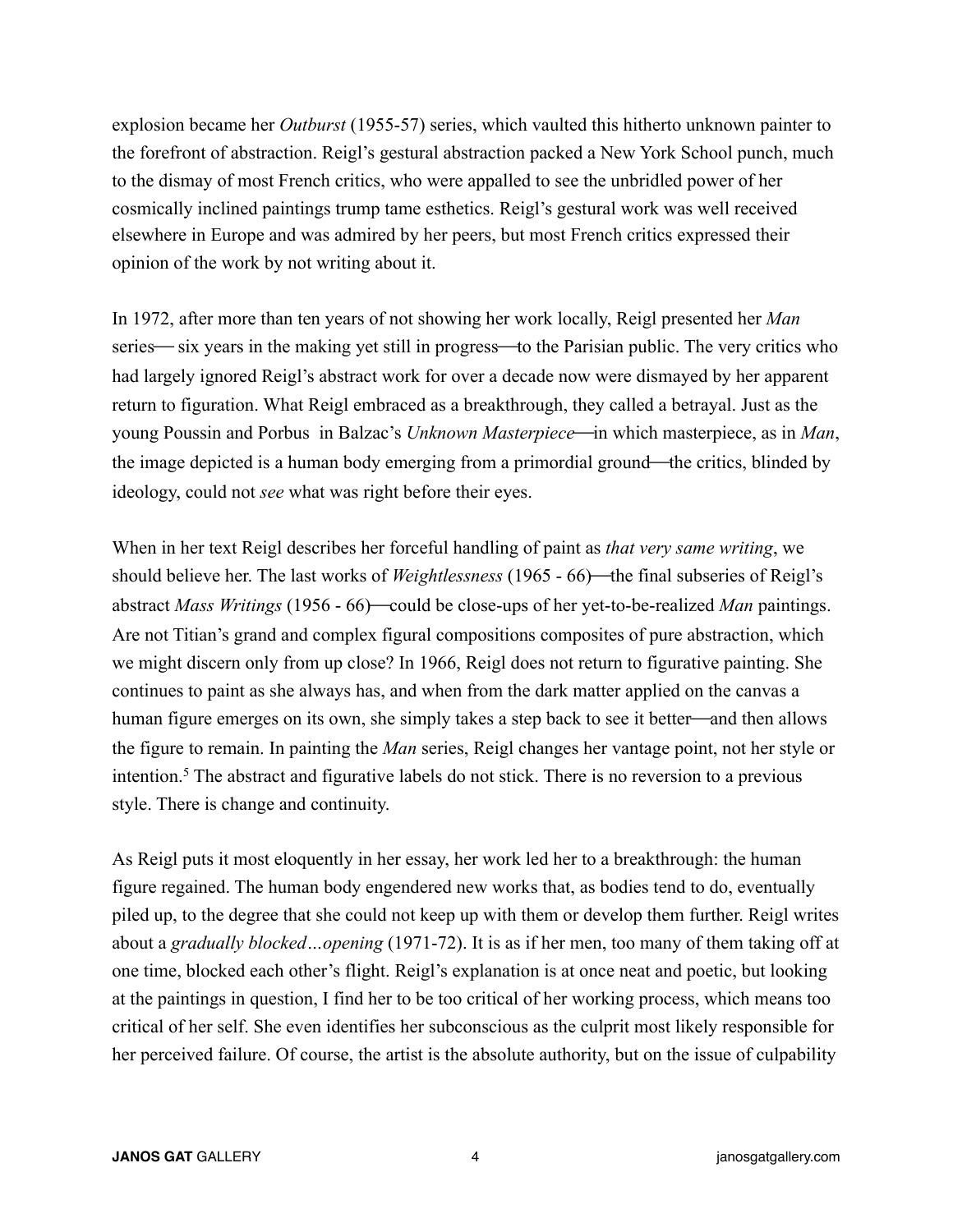explosion became her *Outburst* (1955-57) series, which vaulted this hitherto unknown painter to the forefront of abstraction. Reigl's gestural abstraction packed a New York School punch, much to the dismay of most French critics, who were appalled to see the unbridled power of her cosmically inclined paintings trump tame esthetics. Reigl's gestural work was well received elsewhere in Europe and was admired by her peers, but most French critics expressed their opinion of the work by not writing about it.

In 1972, after more than ten years of not showing her work locally, Reigl presented her *Man* series— six years in the making yet still in progress—to the Parisian public. The very critics who had largely ignored Reigl's abstract work for over a decade now were dismayed by her apparent return to figuration. What Reigl embraced as a breakthrough, they called a betrayal. Just as the young Poussin and Porbus  in Balzac's *Unknown Masterpiece*—in which masterpiece, as in *Man*, the image depicted is a human body emerging from a primordial ground—the critics, blinded by ideology, could not *see* what was right before their eyes.

When in her text Reigl describes her forceful handling of paint as *that very same writing*, we should believe her. The last works of *Weightlessness* (1965 - 66)—the final subseries of Reigl's abstract *Mass Writings* (1956 - 66)—could be close-ups of her yet-to-be-realized *Man* paintings. Are not Titian's grand and complex figural compositions composites of pure abstraction, which we might discern only from up close? In 1966, Reigl does not return to figurative painting. She continues to paint as she always has, and when from the dark matter applied on the canvas a human figure emerges on its own, she simply takes a step back to see it better—and then allows the figure to remain. In painting the *Man* series, Reigl changes her vantage point, not her style or intention.[5] The abstract and figurative labels do not stick. There is no reversion to a previous style. There is change and continuity.

As Reigl puts it most eloquently in her essay, her work led her to a breakthrough: the human figure regained. The human body engendered new works that, as bodies tend to do, eventually piled up, to the degree that she could not keep up with them or develop them further. Reigl writes about a *gradually blocked…opening* (1971-72). It is as if her men, too many of them taking off at one time, blocked each other's flight. Reigl's explanation is at once neat and poetic, but looking at the paintings in question, I find her to be too critical of her working process, which means too critical of her self. She even identifies her subconscious as the culprit most likely responsible for her perceived failure. Of course, the artist is the absolute authority, but on the issue of culpability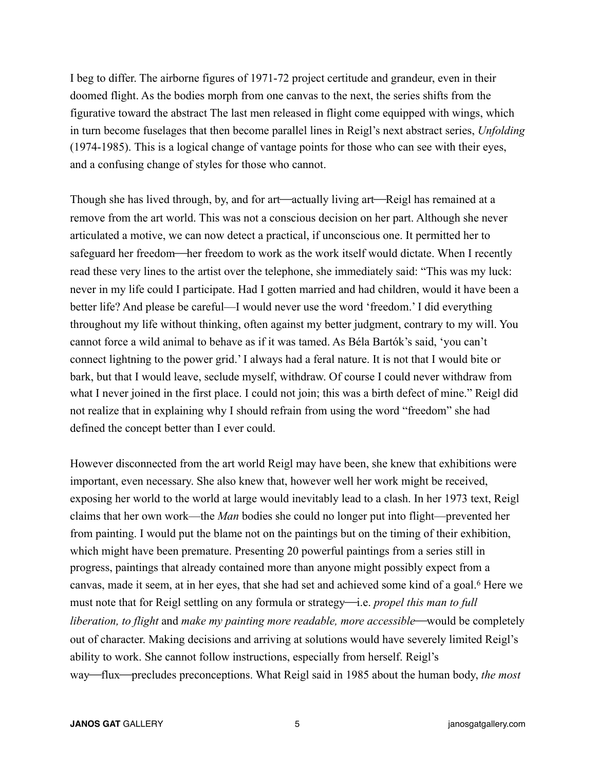I beg to differ. The airborne figures of 1971-72 project certitude and grandeur, even in their doomed flight. As the bodies morph from one canvas to the next, the series shifts from the figurative toward the abstract The last men released in flight come equipped with wings, which in turn become fuselages that then become parallel lines in Reigl's next abstract series, *Unfolding* (1974-1985). This is a logical change of vantage points for those who can see with their eyes, and a confusing change of styles for those who cannot.

Though she has lived through, by, and for art—actually living art—Reigl has remained at a remove from the art world. This was not a conscious decision on her part. Although she never articulated a motive, we can now detect a practical, if unconscious one. It permitted her to safeguard her freedom—her freedom to work as the work itself would dictate. When I recently read these very lines to the artist over the telephone, she immediately said: "This was my luck: never in my life could I participate. Had I gotten married and had children, would it have been a better life? And please be careful—I would never use the word 'freedom.' I did everything throughout my life without thinking, often against my better judgment, contrary to my will. You cannot force a wild animal to behave as if it was tamed. As Béla Bartók's said, 'you can't connect lightning to the power grid.' I always had a feral nature. It is not that I would bite or bark, but that I would leave, seclude myself, withdraw. Of course I could never withdraw from what I never joined in the first place. I could not join; this was a birth defect of mine." Reigl did not realize that in explaining why I should refrain from using the word "freedom" she had defined the concept better than I ever could.

However disconnected from the art world Reigl may have been, she knew that exhibitions were important, even necessary. She also knew that, however well her work might be received, exposing her world to the world at large would inevitably lead to a clash. In her 1973 text, Reigl claims that her own work—the *Man* bodies she could no longer put into flight—prevented her from painting. I would put the blame not on the paintings but on the timing of their exhibition, which might have been premature. Presenting 20 powerful paintings from a series still in progress, paintings that already contained more than anyone might possibly expect from a canvas, made it seem, at in her eyes, that she had set and achieved some kind of a goal.[6] Here we must note that for Reigl settling on any formula or strategy—i.e. *propel this man to full liberation, to flight* and *make my painting more readable, more accessible*—would be completely out of character. Making decisions and arriving at solutions would have severely limited Reigl's ability to work. She cannot follow instructions, especially from herself. Reigl's way—flux—precludes preconceptions. What Reigl said in 1985 about the human body, *the most*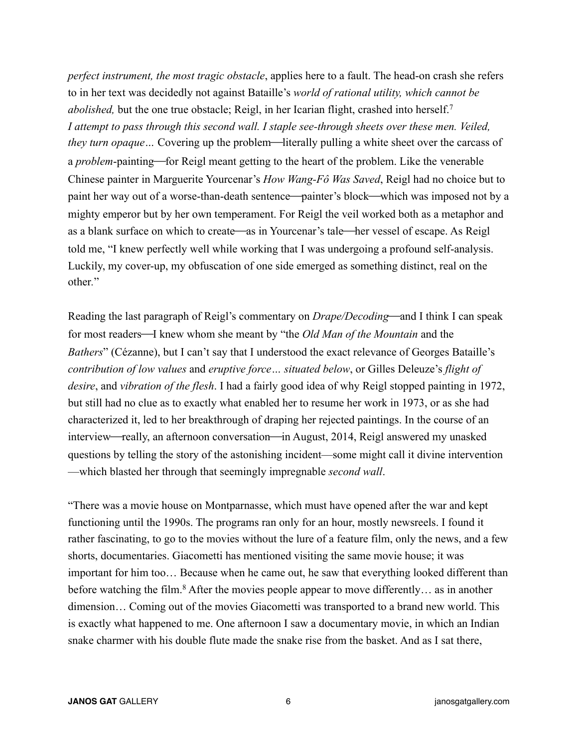*perfect instrument, the most tragic obstacle*, applies here to a fault. The head-on crash she refers to in her text was decidedly not against Bataille's *world of rational utility, which cannot be abolished,* but the one true obstacle; Reigl, in her Icarian flight, crashed into herself.[7] *I attempt to pass through this second wall. I staple see-through sheets over these men. Veiled, they turn opaque…* Covering up the problem—literally pulling a white sheet over the carcass of a *problem*-painting—for Reigl meant getting to the heart of the problem. Like the venerable Chinese painter in Marguerite Yourcenar's *How Wang-Fô Was Saved*, Reigl had no choice but to paint her way out of a worse-than-death sentence—painter's block—which was imposed not by a mighty emperor but by her own temperament. For Reigl the veil worked both as a metaphor and as a blank surface on which to create—as in Yourcenar's tale—her vessel of escape. As Reigl told me, "I knew perfectly well while working that I was undergoing a profound self-analysis. Luckily, my cover-up, my obfuscation of one side emerged as something distinct, real on the other."

Reading the last paragraph of Reigl's commentary on *Drape/Decoding*—and I think I can speak for most readers—I knew whom she meant by "the *Old Man of the Mountain* and the *Bathers*" (Cézanne), but I can't say that I understood the exact relevance of Georges Bataille's *contribution of low values* and *eruptive force… situated below*, or Gilles Deleuze's *flight of desire*, and *vibration of the flesh*. I had a fairly good idea of why Reigl stopped painting in 1972, but still had no clue as to exactly what enabled her to resume her work in 1973, or as she had characterized it, led to her breakthrough of draping her rejected paintings. In the course of an interview—really, an afternoon conversation—in August, 2014, Reigl answered my unasked questions by telling the story of the astonishing incident—some might call it divine intervention—which blasted her through that seemingly impregnable *second wall*.

"There was a movie house on Montparnasse, which must have opened after the war and kept functioning until the 1990s. The programs ran only for an hour, mostly newsreels. I found it rather fascinating, to go to the movies without the lure of a feature film, only the news, and a few shorts, documentaries. Giacometti has mentioned visiting the same movie house; it was important for him too… Because when he came out, he saw that everything looked different than before watching the film.[8] After the movies people appear to move differently… as in another dimension… Coming out of the movies Giacometti was transported to a brand new world. This is exactly what happened to me. One afternoon I saw a documentary movie, in which an Indian snake charmer with his double flute made the snake rise from the basket. And as I sat there,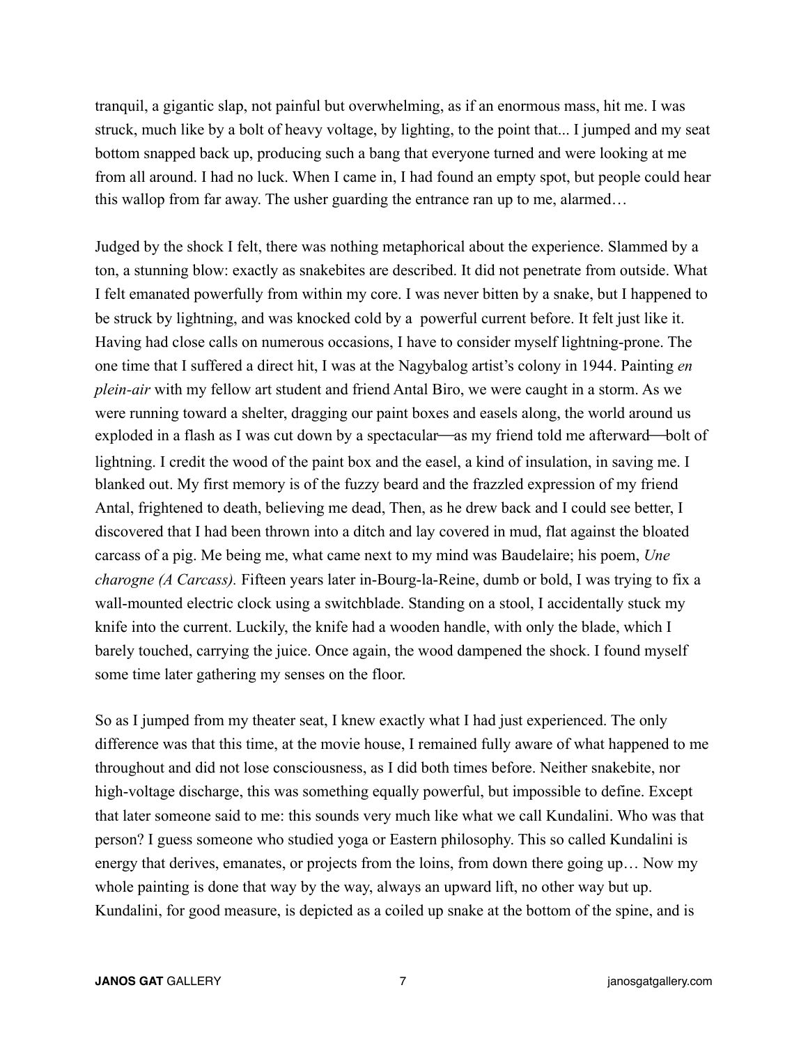tranquil, a gigantic slap, not painful but overwhelming, as if an enormous mass, hit me. I was struck, much like by a bolt of heavy voltage, by lighting, to the point that... I jumped and my seat bottom snapped back up, producing such a bang that everyone turned and were looking at me from all around. I had no luck. When I came in, I had found an empty spot, but people could hear this wallop from far away. The usher guarding the entrance ran up to me, alarmed…

Judged by the shock I felt, there was nothing metaphorical about the experience. Slammed by a ton, a stunning blow: exactly as snakebites are described. It did not penetrate from outside. What I felt emanated powerfully from within my core. I was never bitten by a snake, but I happened to be struck by lightning, and was knocked cold by a  powerful current before. It felt just like it. Having had close calls on numerous occasions, I have to consider myself lightning-prone. The one time that I suffered a direct hit, I was at the Nagybalog artist's colony in 1944. Painting *en plein-air* with my fellow art student and friend Antal Biro, we were caught in a storm. As we were running toward a shelter, dragging our paint boxes and easels along, the world around us exploded in a flash as I was cut down by a spectacular—as my friend told me afterward—bolt of lightning. I credit the wood of the paint box and the easel, a kind of insulation, in saving me. I blanked out. My first memory is of the fuzzy beard and the frazzled expression of my friend Antal, frightened to death, believing me dead, Then, as he drew back and I could see better, I discovered that I had been thrown into a ditch and lay covered in mud, flat against the bloated carcass of a pig. Me being me, what came next to my mind was Baudelaire; his poem, *Une charogne (A Carcass).* Fifteen years later in-Bourg-la-Reine, dumb or bold, I was trying to fix a wall-mounted electric clock using a switchblade. Standing on a stool, I accidentally stuck my knife into the current. Luckily, the knife had a wooden handle, with only the blade, which I barely touched, carrying the juice. Once again, the wood dampened the shock. I found myself some time later gathering my senses on the floor.

So as I jumped from my theater seat, I knew exactly what I had just experienced. The only difference was that this time, at the movie house, I remained fully aware of what happened to me throughout and did not lose consciousness, as I did both times before. Neither snakebite, nor high-voltage discharge, this was something equally powerful, but impossible to define. Except that later someone said to me: this sounds very much like what we call Kundalini. Who was that person? I guess someone who studied yoga or Eastern philosophy. This so called Kundalini is energy that derives, emanates, or projects from the loins, from down there going up… Now my whole painting is done that way by the way, always an upward lift, no other way but up. Kundalini, for good measure, is depicted as a coiled up snake at the bottom of the spine, and is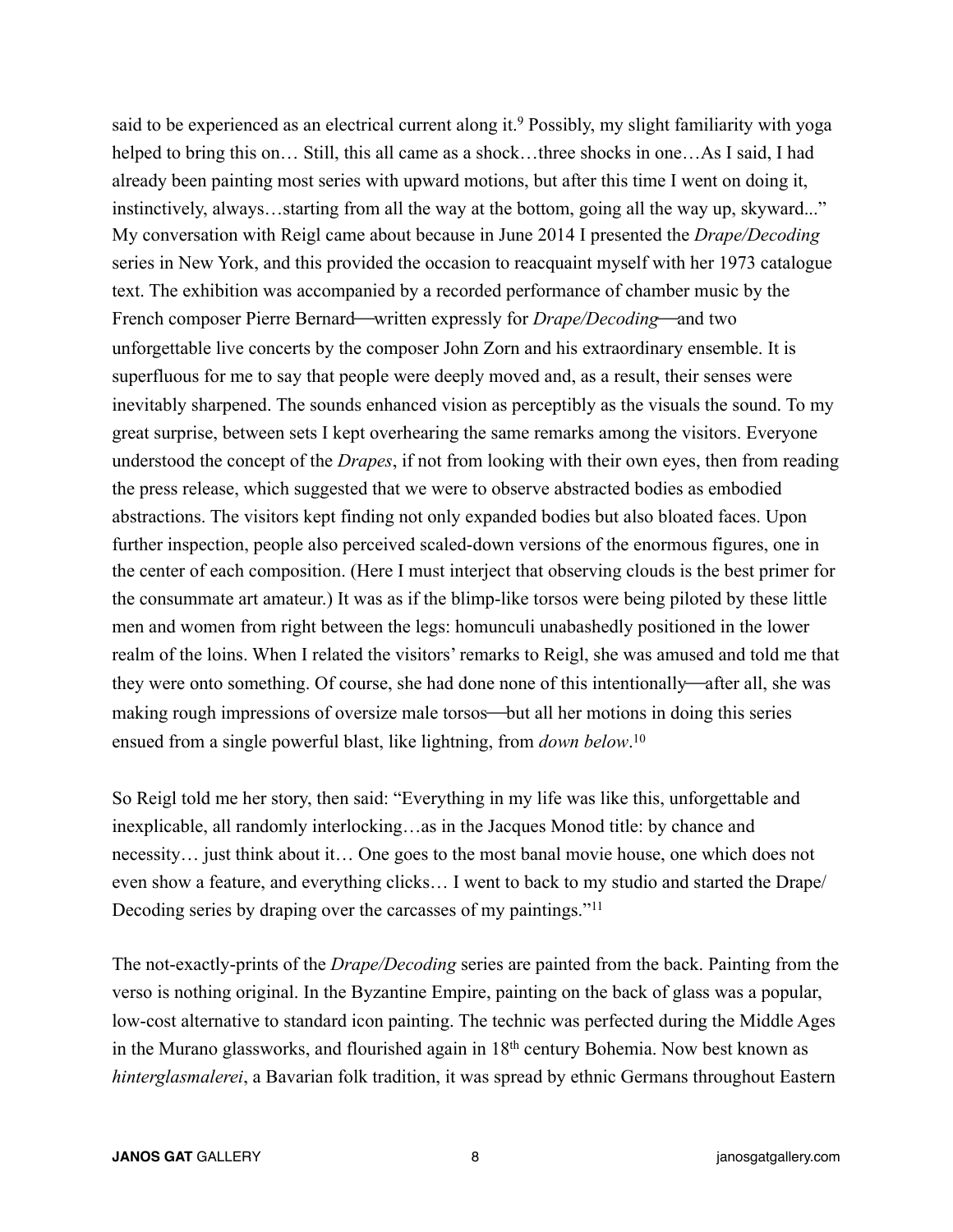said to be experienced as an electrical current along it.[9] Possibly, my slight familiarity with yoga helped to bring this on… Still, this all came as a shock…three shocks in one…As I said, I had already been painting most series with upward motions, but after this time I went on doing it, instinctively, always…starting from all the way at the bottom, going all the way up, skyward..." My conversation with Reigl came about because in June 2014 I presented the *Drape/Decoding* series in New York, and this provided the occasion to reacquaint myself with her 1973 catalogue text. The exhibition was accompanied by a recorded performance of chamber music by the French composer Pierre Bernard—written expressly for *Drape/Decoding*—and two unforgettable live concerts by the composer John Zorn and his extraordinary ensemble. It is superfluous for me to say that people were deeply moved and, as a result, their senses were inevitably sharpened. The sounds enhanced vision as perceptibly as the visuals the sound. To my great surprise, between sets I kept overhearing the same remarks among the visitors. Everyone understood the concept of the *Drapes*, if not from looking with their own eyes, then from reading the press release, which suggested that we were to observe abstracted bodies as embodied abstractions. The visitors kept finding not only expanded bodies but also bloated faces. Upon further inspection, people also perceived scaled-down versions of the enormous figures, one in the center of each composition. (Here I must interject that observing clouds is the best primer for the consummate art amateur.) It was as if the blimp-like torsos were being piloted by these little men and women from right between the legs: homunculi unabashedly positioned in the lower realm of the loins. When I related the visitors' remarks to Reigl, she was amused and told me that they were onto something. Of course, she had done none of this intentionally—after all, she was making rough impressions of oversize male torsos—but all her motions in doing this series ensued from a single powerful blast, like lightning, from *down below*.[10]

So Reigl told me her story, then said: "Everything in my life was like this, unforgettable and inexplicable, all randomly interlocking…as in the Jacques Monod title: by chance and necessity… just think about it… One goes to the most banal movie house, one which does not even show a feature, and everything clicks… I went to back to my studio and started the Drape/Decoding series by draping over the carcasses of my paintings."[11]

The not-exactly-prints of the *Drape/Decoding* series are painted from the back. Painting from the verso is nothing original. In the Byzantine Empire, painting on the back of glass was a popular, low-cost alternative to standard icon painting. The technic was perfected during the Middle Ages in the Murano glassworks, and flourished again in 18th century Bohemia. Now best known as *hinterglasmalerei*, a Bavarian folk tradition, it was spread by ethnic Germans throughout Eastern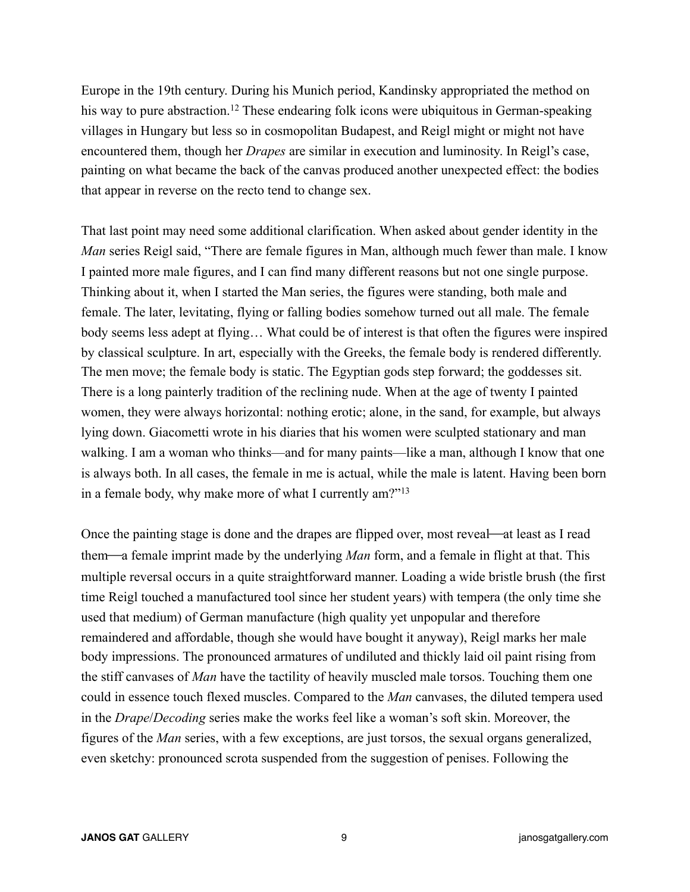Europe in the 19th century. During his Munich period, Kandinsky appropriated the method on his way to pure abstraction.[12] These endearing folk icons were ubiquitous in German-speaking villages in Hungary but less so in cosmopolitan Budapest, and Reigl might or might not have encountered them, though her *Drapes* are similar in execution and luminosity. In Reigl's case, painting on what became the back of the canvas produced another unexpected effect: the bodies that appear in reverse on the recto tend to change sex.

That last point may need some additional clarification. When asked about gender identity in the *Man* series Reigl said, "There are female figures in Man, although much fewer than male. I know I painted more male figures, and I can find many different reasons but not one single purpose. Thinking about it, when I started the Man series, the figures were standing, both male and female. The later, levitating, flying or falling bodies somehow turned out all male. The female body seems less adept at flying… What could be of interest is that often the figures were inspired by classical sculpture. In art, especially with the Greeks, the female body is rendered differently. The men move; the female body is static. The Egyptian gods step forward; the goddesses sit. There is a long painterly tradition of the reclining nude. When at the age of twenty I painted women, they were always horizontal: nothing erotic; alone, in the sand, for example, but always lying down. Giacometti wrote in his diaries that his women were sculpted stationary and man walking. I am a woman who thinks—and for many paints—like a man, although I know that one is always both. In all cases, the female in me is actual, while the male is latent. Having been born in a female body, why make more of what I currently am?"[13]

Once the painting stage is done and the drapes are flipped over, most reveal—at least as I read them—a female imprint made by the underlying *Man* form, and a female in flight at that. This multiple reversal occurs in a quite straightforward manner. Loading a wide bristle brush (the first time Reigl touched a manufactured tool since her student years) with tempera (the only time she used that medium) of German manufacture (high quality yet unpopular and therefore remaindered and affordable, though she would have bought it anyway), Reigl marks her male body impressions. The pronounced armatures of undiluted and thickly laid oil paint rising from the stiff canvases of *Man* have the tactility of heavily muscled male torsos. Touching them one could in essence touch flexed muscles. Compared to the *Man* canvases, the diluted tempera used in the *Drape*/*Decoding* series make the works feel like a woman's soft skin. Moreover, the figures of the *Man* series, with a few exceptions, are just torsos, the sexual organs generalized, even sketchy: pronounced scrota suspended from the suggestion of penises. Following the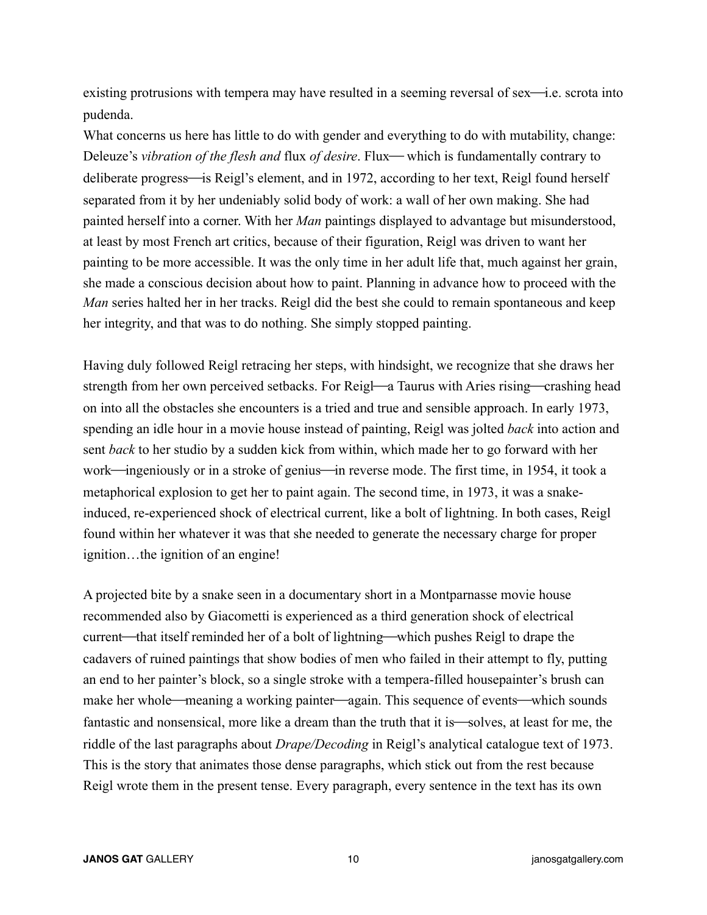existing protrusions with tempera may have resulted in a seeming reversal of sex—i.e. scrota into pudenda.

What concerns us here has little to do with gender and everything to do with mutability, change: Deleuze's *vibration of the flesh and* flux *of desire*. Flux— which is fundamentally contrary to deliberate progress—is Reigl's element, and in 1972, according to her text, Reigl found herself separated from it by her undeniably solid body of work: a wall of her own making. She had painted herself into a corner. With her *Man* paintings displayed to advantage but misunderstood, at least by most French art critics, because of their figuration, Reigl was driven to want her painting to be more accessible. It was the only time in her adult life that, much against her grain, she made a conscious decision about how to paint. Planning in advance how to proceed with the *Man* series halted her in her tracks. Reigl did the best she could to remain spontaneous and keep her integrity, and that was to do nothing. She simply stopped painting.

Having duly followed Reigl retracing her steps, with hindsight, we recognize that she draws her strength from her own perceived setbacks. For Reigl—a Taurus with Aries rising—crashing head on into all the obstacles she encounters is a tried and true and sensible approach. In early 1973, spending an idle hour in a movie house instead of painting, Reigl was jolted *back* into action and sent *back* to her studio by a sudden kick from within, which made her to go forward with her work—ingeniously or in a stroke of genius—in reverse mode. The first time, in 1954, it took a metaphorical explosion to get her to paint again. The second time, in 1973, it was a snake-induced, re-experienced shock of electrical current, like a bolt of lightning. In both cases, Reigl found within her whatever it was that she needed to generate the necessary charge for proper ignition…the ignition of an engine!

A projected bite by a snake seen in a documentary short in a Montparnasse movie house recommended also by Giacometti is experienced as a third generation shock of electrical current—that itself reminded her of a bolt of lightning—which pushes Reigl to drape the cadavers of ruined paintings that show bodies of men who failed in their attempt to fly, putting an end to her painter's block, so a single stroke with a tempera-filled housepainter's brush can make her whole—meaning a working painter—again. This sequence of events—which sounds fantastic and nonsensical, more like a dream than the truth that it is—solves, at least for me, the riddle of the last paragraphs about *Drape/Decoding* in Reigl's analytical catalogue text of 1973. This is the story that animates those dense paragraphs, which stick out from the rest because Reigl wrote them in the present tense. Every paragraph, every sentence in the text has its own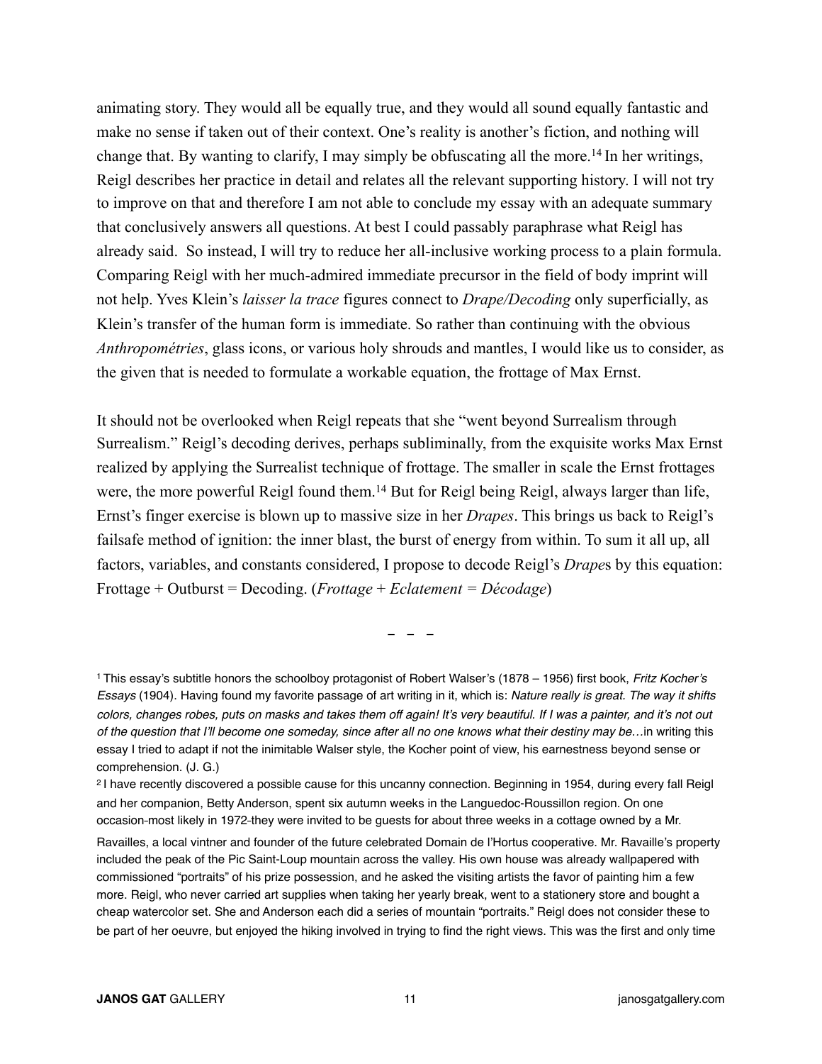animating story. They would all be equally true, and they would all sound equally fantastic and make no sense if taken out of their context. One's reality is another's fiction, and nothing will change that. By wanting to clarify, I may simply be obfuscating all the more.[14] In her writings, Reigl describes her practice in detail and relates all the relevant supporting history. I will not try to improve on that and therefore I am not able to conclude my essay with an adequate summary that conclusively answers all questions. At best I could passably paraphrase what Reigl has already said. So instead, I will try to reduce her all-inclusive working process to a plain formula. Comparing Reigl with her much-admired immediate precursor in the field of body imprint will not help. Yves Klein's *laisser la trace* figures connect to *Drape/Decoding* only superficially, as Klein's transfer of the human form is immediate. So rather than continuing with the obvious *Anthropométries*, glass icons, or various holy shrouds and mantles, I would like us to consider, as the given that is needed to formulate a workable equation, the frottage of Max Ernst.

It should not be overlooked when Reigl repeats that she "went beyond Surrealism through Surrealism." Reigl's decoding derives, perhaps subliminally, from the exquisite works Max Ernst realized by applying the Surrealist technique of frottage. The smaller in scale the Ernst frottages were, the more powerful Reigl found them.[14] But for Reigl being Reigl, always larger than life, Ernst's finger exercise is blown up to massive size in her *Drapes*. This brings us back to Reigl's failsafe method of ignition: the inner blast, the burst of energy from within. To sum it all up, all factors, variables, and constants considered, I propose to decode Reigl's *Drape*s by this equation: Frottage + Outburst = Decoding. (*Frottage* + *Eclatement = Décodage*)

– – –

[1] This essay's subtitle honors the schoolboy protagonist of Robert Walser's (1878 – 1956) first book, *Fritz Kocher's Essays* (1904). Having found my favorite passage of art writing in it, which is: *Nature really is great. The way it shifts colors, changes robes, puts on masks and takes them off again! It's very beautiful. If I was a painter, and it's not out of the question that I'll become one someday, since after all no one knows what their destiny may be…*in writing this essay I tried to adapt if not the inimitable Walser style, the Kocher point of view, his earnestness beyond sense or comprehension. (J. G.)

[2] I have recently discovered a possible cause for this uncanny connection. Beginning in 1954, during every fall Reigl and her companion, Betty Anderson, spent six autumn weeks in the Languedoc-Roussillon region. On one occasion-most likely in 1972-they were invited to be guests for about three weeks in a cottage owned by a Mr. Ravailles, a local vintner and founder of the future celebrated Domain de l'Hortus cooperative. Mr. Ravaille's property included the peak of the Pic Saint-Loup mountain across the valley. His own house was already wallpapered with commissioned "portraits" of his prize possession, and he asked the visiting artists the favor of painting him a few more. Reigl, who never carried art supplies when taking her yearly break, went to a stationery store and bought a cheap watercolor set. She and Anderson each did a series of mountain "portraits." Reigl does not consider these to be part of her oeuvre, but enjoyed the hiking involved in trying to find the right views. This was the first and only time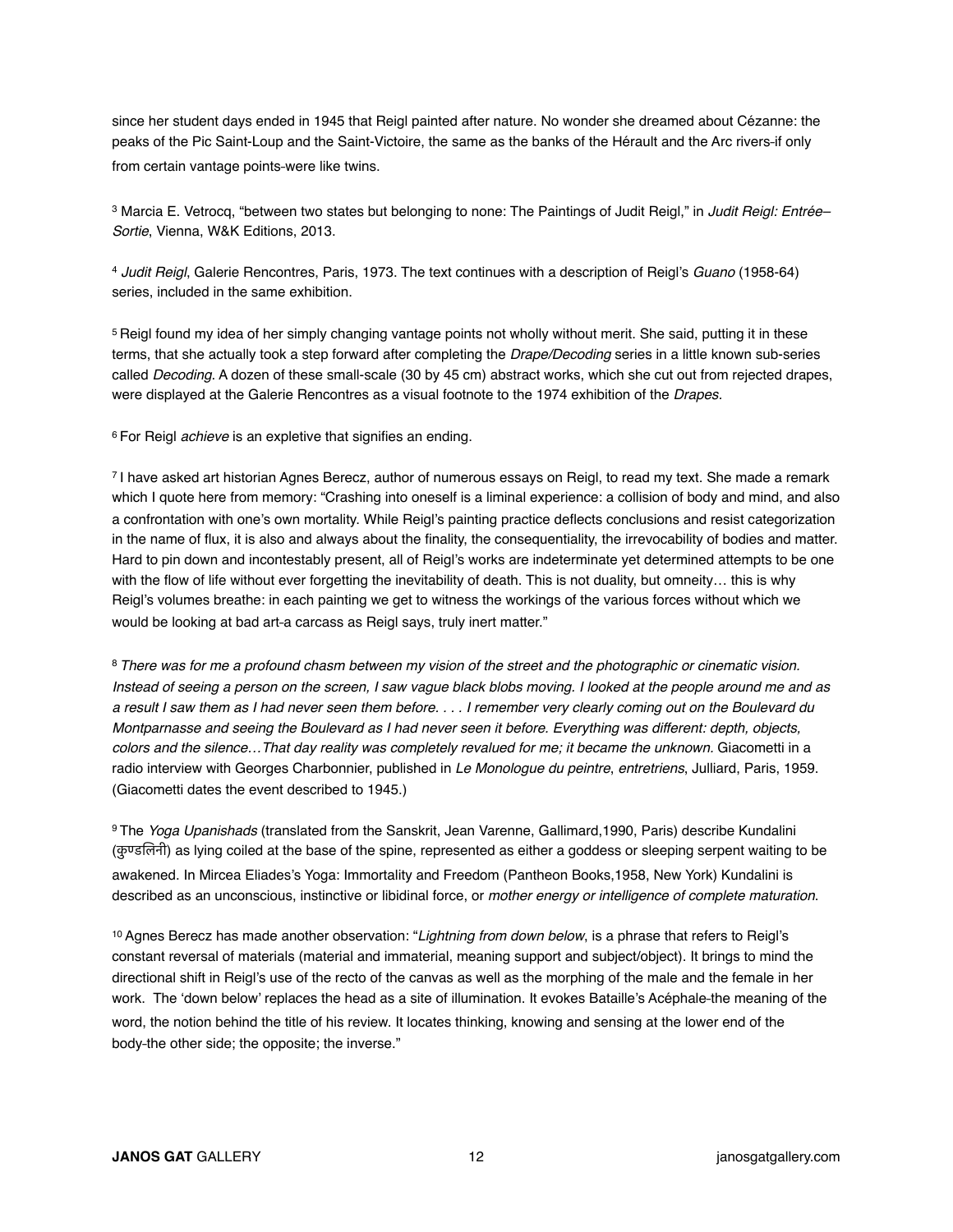since her student days ended in 1945 that Reigl painted after nature. No wonder she dreamed about Cézanne: the peaks of the Pic Saint-Loup and the Saint-Victoire, the same as the banks of the Hérault and the Arc rivers-if only from certain vantage points-were like twins.

[3] Marcia E. Vetrocq, "between two states but belonging to none: The Paintings of Judit Reigl," in *Judit Reigl: Entrée–Sortie*, Vienna, W&K Editions, 2013.

[4] *Judit Reigl*, Galerie Rencontres, Paris, 1973. The text continues with a description of Reigl's *Guano* (1958-64) series, included in the same exhibition.

[5] Reigl found my idea of her simply changing vantage points not wholly without merit. She said, putting it in these terms, that she actually took a step forward after completing the *Drape/Decoding* series in a little known sub-series called *Decoding.* A dozen of these small-scale (30 by 45 cm) abstract works, which she cut out from rejected drapes, were displayed at the Galerie Rencontres as a visual footnote to the 1974 exhibition of the *Drapes.*

[6] For Reigl *achieve* is an expletive that signifies an ending.

[7] I have asked art historian Agnes Berecz, author of numerous essays on Reigl, to read my text. She made a remark which I quote here from memory: "Crashing into oneself is a liminal experience: a collision of body and mind, and also a confrontation with one's own mortality. While Reigl's painting practice deflects conclusions and resist categorization in the name of flux, it is also and always about the finality, the consequentiality, the irrevocability of bodies and matter. Hard to pin down and incontestably present, all of Reigl's works are indeterminate yet determined attempts to be one with the flow of life without ever forgetting the inevitability of death. This is not duality, but omneity… this is why Reigl's volumes breathe: in each painting we get to witness the workings of the various forces without which we would be looking at bad art-a carcass as Reigl says, truly inert matter."

[8] *There was for me a profound chasm between my vision of the street and the photographic or cinematic vision. Instead of seeing a person on the screen, I saw vague black blobs moving. I looked at the people around me and as a result I saw them as I had never seen them before. . . . I remember very clearly coming out on the Boulevard du Montparnasse and seeing the Boulevard as I had never seen it before. Everything was different: depth, objects, colors and the silence…That day reality was completely revalued for me; it became the unknown.* Giacometti in a radio interview with Georges Charbonnier, published in *Le Monologue du peintre*, *entretriens*, Julliard, Paris, 1959. (Giacometti dates the event described to 1945.)

[9] The *Yoga Upanishads* (translated from the Sanskrit, Jean Varenne, Gallimard,1990, Paris) describe Kundalini (कुण्डलिनी) as lying coiled at the base of the spine, represented as either a goddess or sleeping serpent waiting to be awakened. In Mircea Eliades's Yoga: Immortality and Freedom (Pantheon Books,1958, New York) Kundalini is described as an unconscious, instinctive or libidinal force, or *mother energy or intelligence of complete maturation.*

[10] Agnes Berecz has made another observation: "*Lightning from down below*, is a phrase that refers to Reigl's constant reversal of materials (material and immaterial, meaning support and subject/object). It brings to mind the directional shift in Reigl's use of the recto of the canvas as well as the morphing of the male and the female in her work. The 'down below' replaces the head as a site of illumination. It evokes Bataille's Acéphale-the meaning of the word, the notion behind the title of his review. It locates thinking, knowing and sensing at the lower end of the body-the other side; the opposite; the inverse."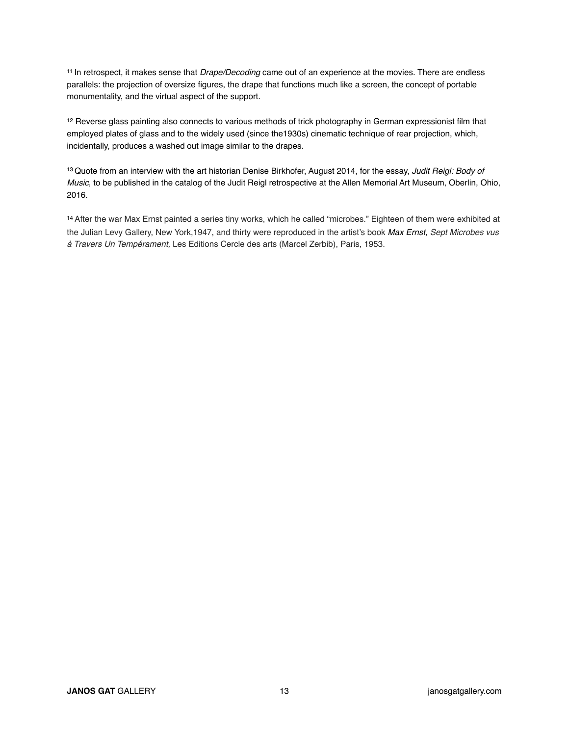[11] In retrospect, it makes sense that *Drape/Decoding* came out of an experience at the movies. There are endless parallels: the projection of oversize figures, the drape that functions much like a screen, the concept of portable monumentality, and the virtual aspect of the support.

[12] Reverse glass painting also connects to various methods of trick photography in German expressionist film that employed plates of glass and to the widely used (since the1930s) cinematic technique of rear projection, which, incidentally, produces a washed out image similar to the drapes.

[13] Quote from an interview with the art historian Denise Birkhofer, August 2014, for the essay, *Judit Reigl: Body of Music*, to be published in the catalog of the Judit Reigl retrospective at the Allen Memorial Art Museum, Oberlin, Ohio, 2016.

[14] After the war Max Ernst painted a series tiny works, which he called “microbes.” Eighteen of them were exhibited at the Julian Levy Gallery, New York,1947, and thirty were reproduced in the artist’s book *Max Ernst, Sept Microbes vus à Travers Un Tempérament,* Les Editions Cercle des arts (Marcel Zerbib), Paris, 1953.